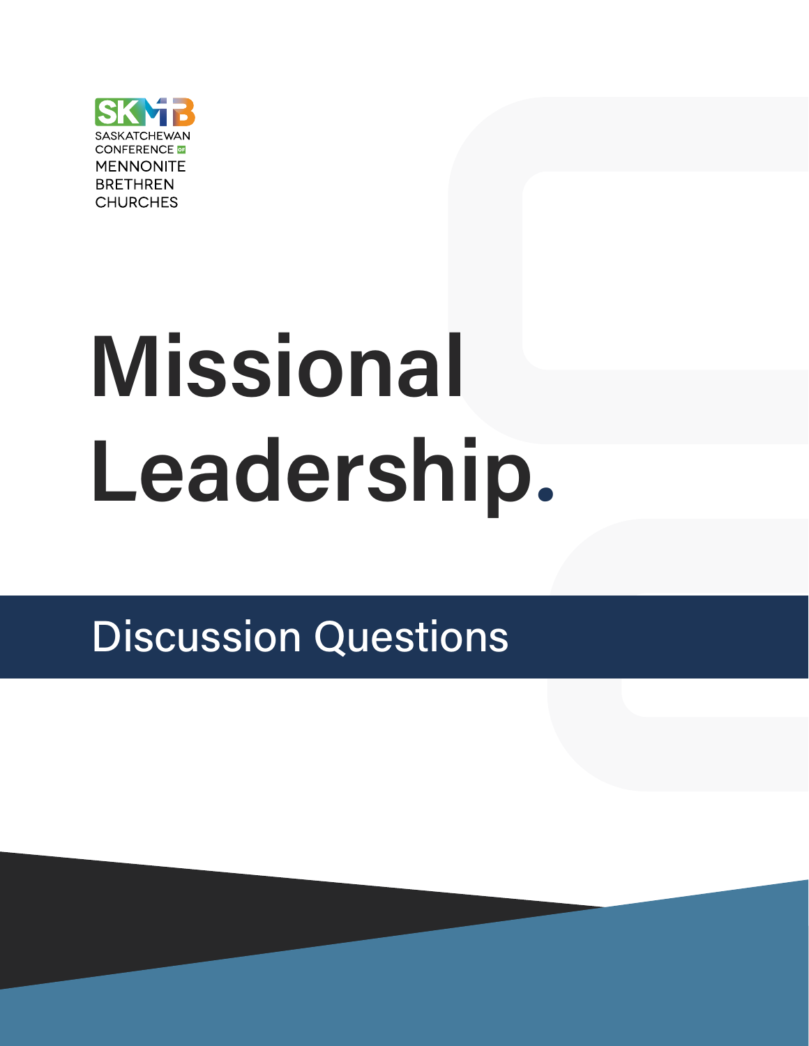SKMB

SASKATCHEWAN CONFERENCE OF MENNONITE BRETHREN CHURCHES

# Missional Leadership.

## Discussion Questions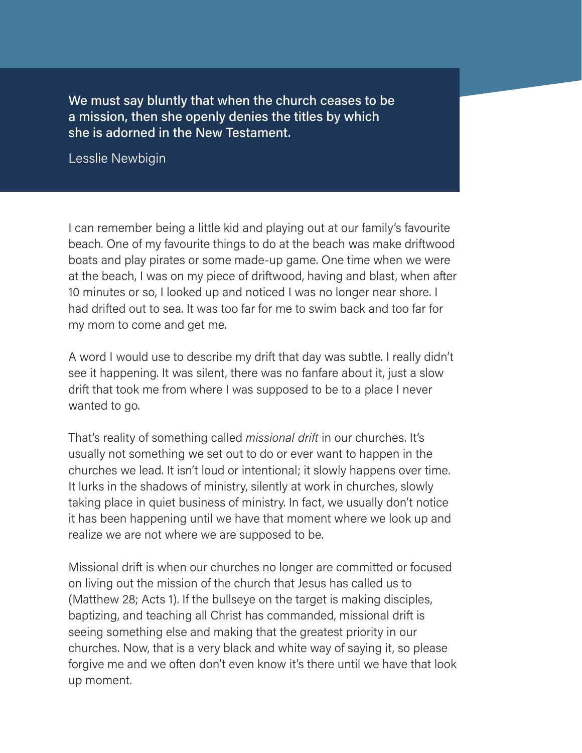> **We must say bluntly that when the church ceases to be a mission, then she openly denies the titles by which she is adorned in the New Testament.**
>
> Lesslie Newbigin

I can remember being a little kid and playing out at our family's favourite beach. One of my favourite things to do at the beach was make driftwood boats and play pirates or some made-up game. One time when we were at the beach, I was on my piece of driftwood, having and blast, when after 10 minutes or so, I looked up and noticed I was no longer near shore. I had drifted out to sea. It was too far for me to swim back and too far for my mom to come and get me.

A word I would use to describe my drift that day was subtle. I really didn't see it happening. It was silent, there was no fanfare about it, just a slow drift that took me from where I was supposed to be to a place I never wanted to go.

That's reality of something called *missional drift* in our churches. It's usually not something we set out to do or ever want to happen in the churches we lead. It isn't loud or intentional; it slowly happens over time. It lurks in the shadows of ministry, silently at work in churches, slowly taking place in quiet business of ministry. In fact, we usually don't notice it has been happening until we have that moment where we look up and realize we are not where we are supposed to be.

Missional drift is when our churches no longer are committed or focused on living out the mission of the church that Jesus has called us to (Matthew 28; Acts 1). If the bullseye on the target is making disciples, baptizing, and teaching all Christ has commanded, missional drift is seeing something else and making that the greatest priority in our churches. Now, that is a very black and white way of saying it, so please forgive me and we often don't even know it's there until we have that look up moment.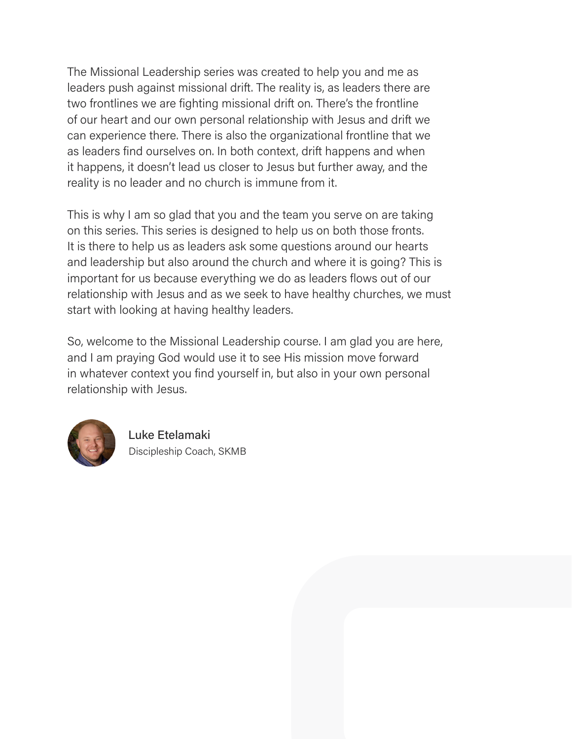The Missional Leadership series was created to help you and me as leaders push against missional drift. The reality is, as leaders there are two frontlines we are fighting missional drift on. There's the frontline of our heart and our own personal relationship with Jesus and drift we can experience there. There is also the organizational frontline that we as leaders find ourselves on. In both context, drift happens and when it happens, it doesn't lead us closer to Jesus but further away, and the reality is no leader and no church is immune from it.

This is why I am so glad that you and the team you serve on are taking on this series. This series is designed to help us on both those fronts. It is there to help us as leaders ask some questions around our hearts and leadership but also around the church and where it is going? This is important for us because everything we do as leaders flows out of our relationship with Jesus and as we seek to have healthy churches, we must start with looking at having healthy leaders.

So, welcome to the Missional Leadership course. I am glad you are here, and I am praying God would use it to see His mission move forward in whatever context you find yourself in, but also in your own personal relationship with Jesus.

Luke Etelamaki
Discipleship Coach, SKMB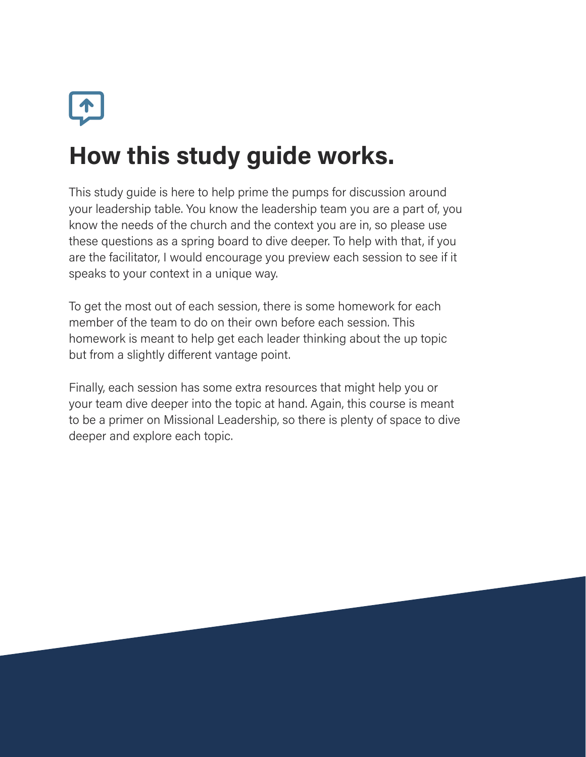# How this study guide works.

This study guide is here to help prime the pumps for discussion around your leadership table. You know the leadership team you are a part of, you know the needs of the church and the context you are in, so please use these questions as a spring board to dive deeper. To help with that, if you are the facilitator, I would encourage you preview each session to see if it speaks to your context in a unique way.

To get the most out of each session, there is some homework for each member of the team to do on their own before each session. This homework is meant to help get each leader thinking about the up topic but from a slightly different vantage point.

Finally, each session has some extra resources that might help you or your team dive deeper into the topic at hand. Again, this course is meant to be a primer on Missional Leadership, so there is plenty of space to dive deeper and explore each topic.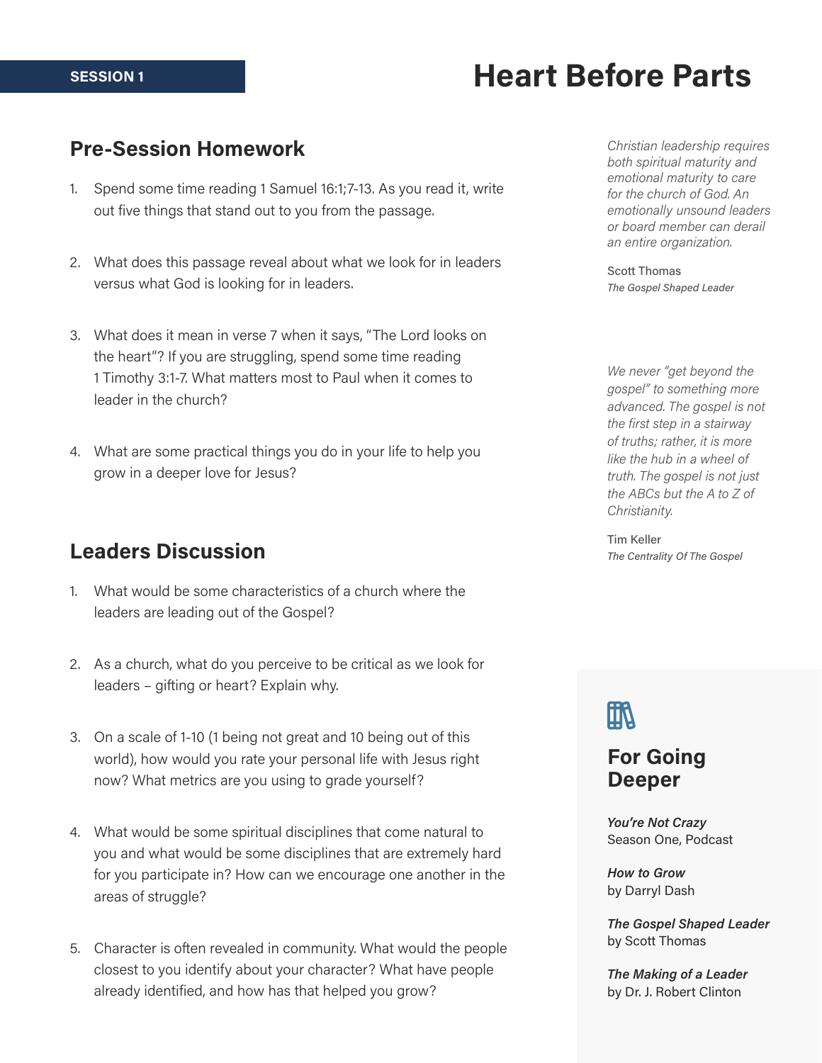SESSION 1

# Heart Before Parts

## Pre-Session Homework

1. Spend some time reading 1 Samuel 16:1;7-13. As you read it, write out five things that stand out to you from the passage.

2. What does this passage reveal about what we look for in leaders versus what God is looking for in leaders.

3. What does it mean in verse 7 when it says, "The Lord looks on the heart"? If you are struggling, spend some time reading 1 Timothy 3:1-7. What matters most to Paul when it comes to leader in the church?

4. What are some practical things you do in your life to help you grow in a deeper love for Jesus?

## Leaders Discussion

1. What would be some characteristics of a church where the leaders are leading out of the Gospel?

2. As a church, what do you perceive to be critical as we look for leaders – gifting or heart? Explain why.

3. On a scale of 1-10 (1 being not great and 10 being out of this world), how would you rate your personal life with Jesus right now? What metrics are you using to grade yourself?

4. What would be some spiritual disciplines that come natural to you and what would be some disciplines that are extremely hard for you participate in? How can we encourage one another in the areas of struggle?

5. Character is often revealed in community. What would the people closest to you identify about your character? What have people already identified, and how has that helped you grow?

*Christian leadership requires both spiritual maturity and emotional maturity to care for the church of God. An emotionally unsound leaders or board member can derail an entire organization.*

Scott Thomas
*The Gospel Shaped Leader*

*We never "get beyond the gospel" to something more advanced. The gospel is not the first step in a stairway of truths; rather, it is more like the hub in a wheel of truth. The gospel is not just the ABCs but the A to Z of Christianity.*

Tim Keller
*The Centrality Of The Gospel*

### For Going Deeper

***You're Not Crazy***
Season One, Podcast

***How to Grow***
by Darryl Dash

***The Gospel Shaped Leader***
by Scott Thomas

***The Making of a Leader***
by Dr. J. Robert Clinton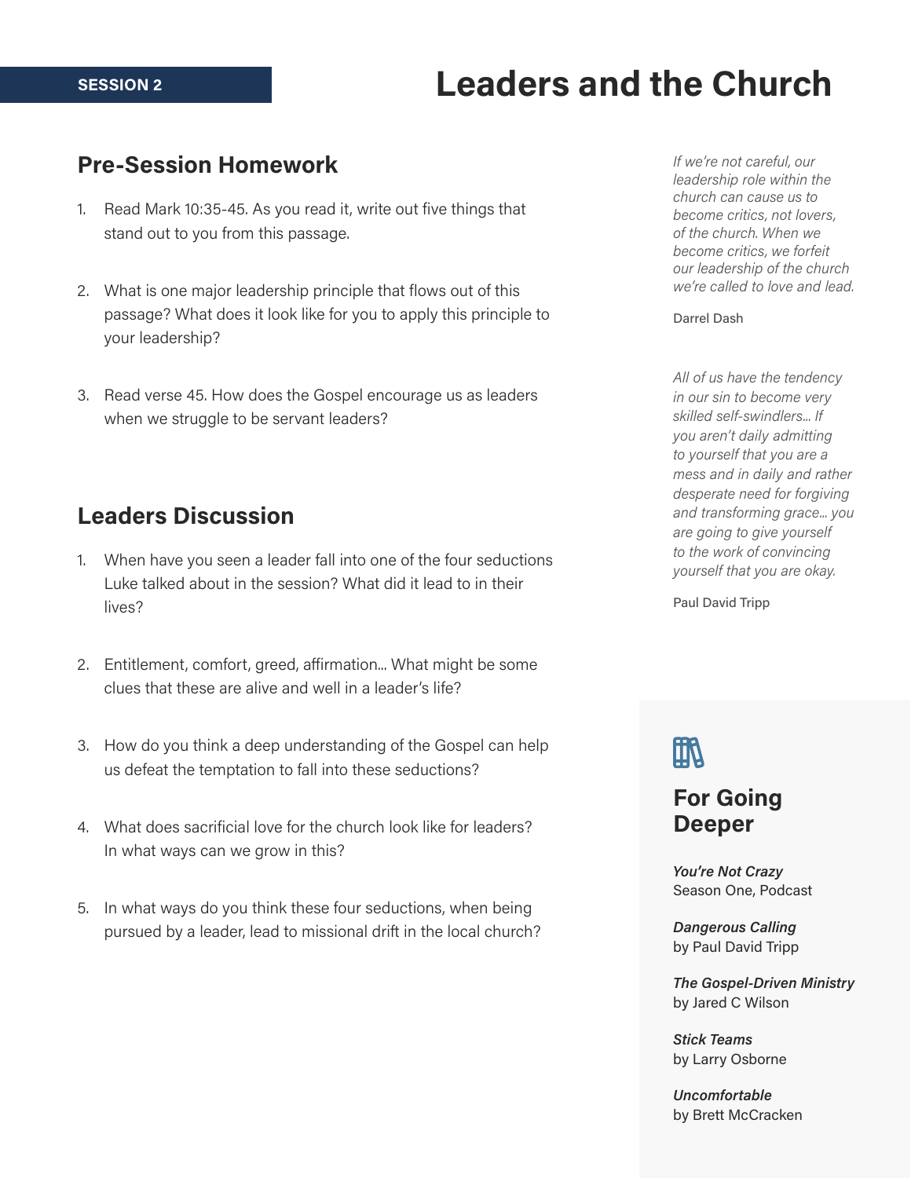SESSION 2

# Leaders and the Church

## Pre-Session Homework

1. Read Mark 10:35-45. As you read it, write out five things that stand out to you from this passage.

2. What is one major leadership principle that flows out of this passage? What does it look like for you to apply this principle to your leadership?

3. Read verse 45. How does the Gospel encourage us as leaders when we struggle to be servant leaders?

## Leaders Discussion

1. When have you seen a leader fall into one of the four seductions Luke talked about in the session? What did it lead to in their lives?

2. Entitlement, comfort, greed, affirmation... What might be some clues that these are alive and well in a leader's life?

3. How do you think a deep understanding of the Gospel can help us defeat the temptation to fall into these seductions?

4. What does sacrificial love for the church look like for leaders? In what ways can we grow in this?

5. In what ways do you think these four seductions, when being pursued by a leader, lead to missional drift in the local church?

*If we're not careful, our leadership role within the church can cause us to become critics, not lovers, of the church. When we become critics, we forfeit our leadership of the church we're called to love and lead.*

Darrel Dash

*All of us have the tendency in our sin to become very skilled self-swindlers... If you aren't daily admitting to yourself that you are a mess and in daily and rather desperate need for forgiving and transforming grace... you are going to give yourself to the work of convincing yourself that you are okay.*

Paul David Tripp

## For Going Deeper

***You're Not Crazy***
Season One, Podcast

***Dangerous Calling***
by Paul David Tripp

***The Gospel-Driven Ministry***
by Jared C Wilson

***Stick Teams***
by Larry Osborne

***Uncomfortable***
by Brett McCracken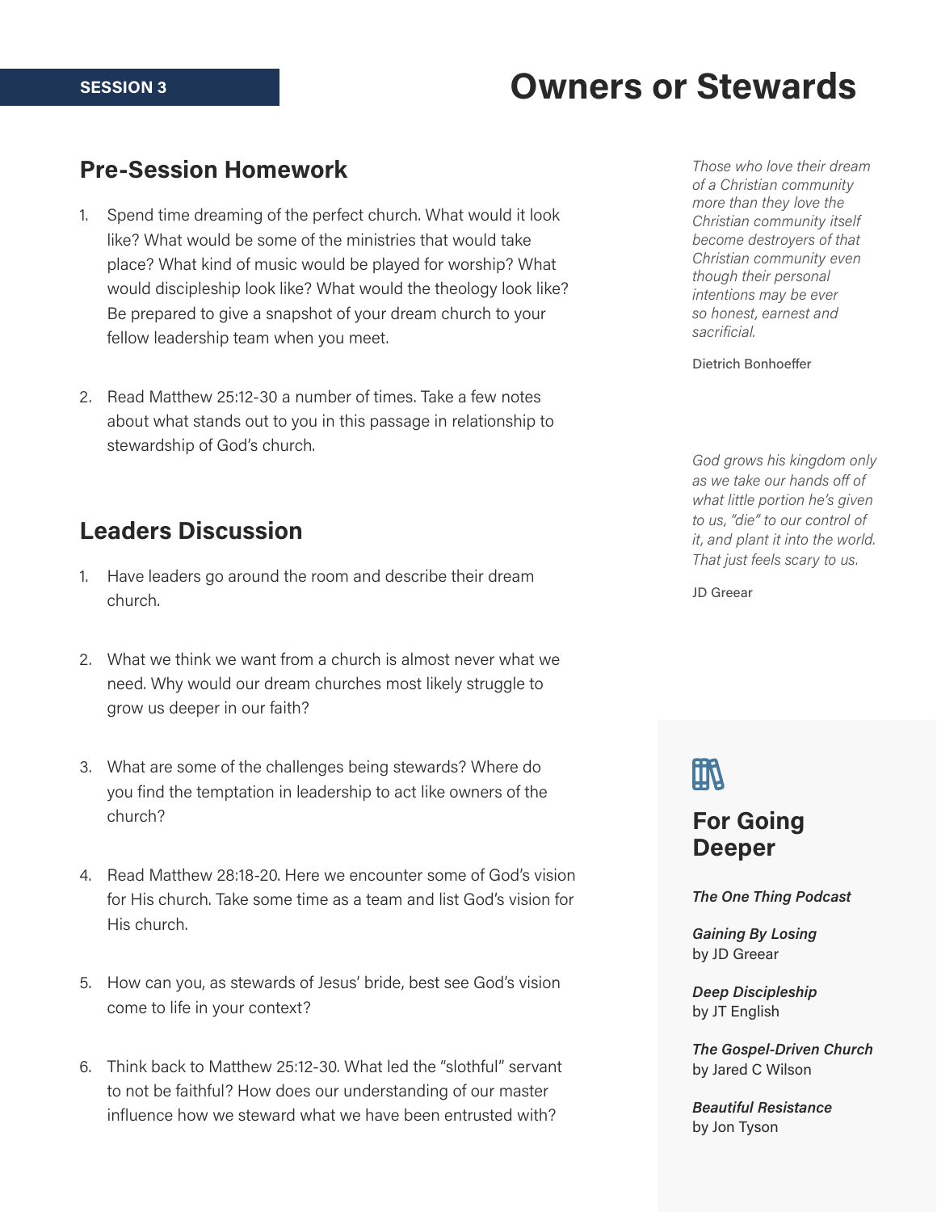SESSION 3

# Owners or Stewards

## Pre-Session Homework

1. Spend time dreaming of the perfect church. What would it look like? What would be some of the ministries that would take place? What kind of music would be played for worship? What would discipleship look like? What would the theology look like? Be prepared to give a snapshot of your dream church to your fellow leadership team when you meet.

2. Read Matthew 25:12-30 a number of times. Take a few notes about what stands out to you in this passage in relationship to stewardship of God's church.

*Those who love their dream of a Christian community more than they love the Christian community itself become destroyers of that Christian community even though their personal intentions may be ever so honest, earnest and sacrificial.*

Dietrich Bonhoeffer

## Leaders Discussion

1. Have leaders go around the room and describe their dream church.

2. What we think we want from a church is almost never what we need. Why would our dream churches most likely struggle to grow us deeper in our faith?

3. What are some of the challenges being stewards? Where do you find the temptation in leadership to act like owners of the church?

4. Read Matthew 28:18-20. Here we encounter some of God's vision for His church. Take some time as a team and list God's vision for His church.

5. How can you, as stewards of Jesus' bride, best see God's vision come to life in your context?

6. Think back to Matthew 25:12-30. What led the "slothful" servant to not be faithful? How does our understanding of our master influence how we steward what we have been entrusted with?

*God grows his kingdom only as we take our hands off of what little portion he's given to us, "die" to our control of it, and plant it into the world. That just feels scary to us.*

JD Greear

### For Going Deeper

***The One Thing Podcast***

***Gaining By Losing***
by JD Greear

***Deep Discipleship***
by JT English

***The Gospel-Driven Church***
by Jared C Wilson

***Beautiful Resistance***
by Jon Tyson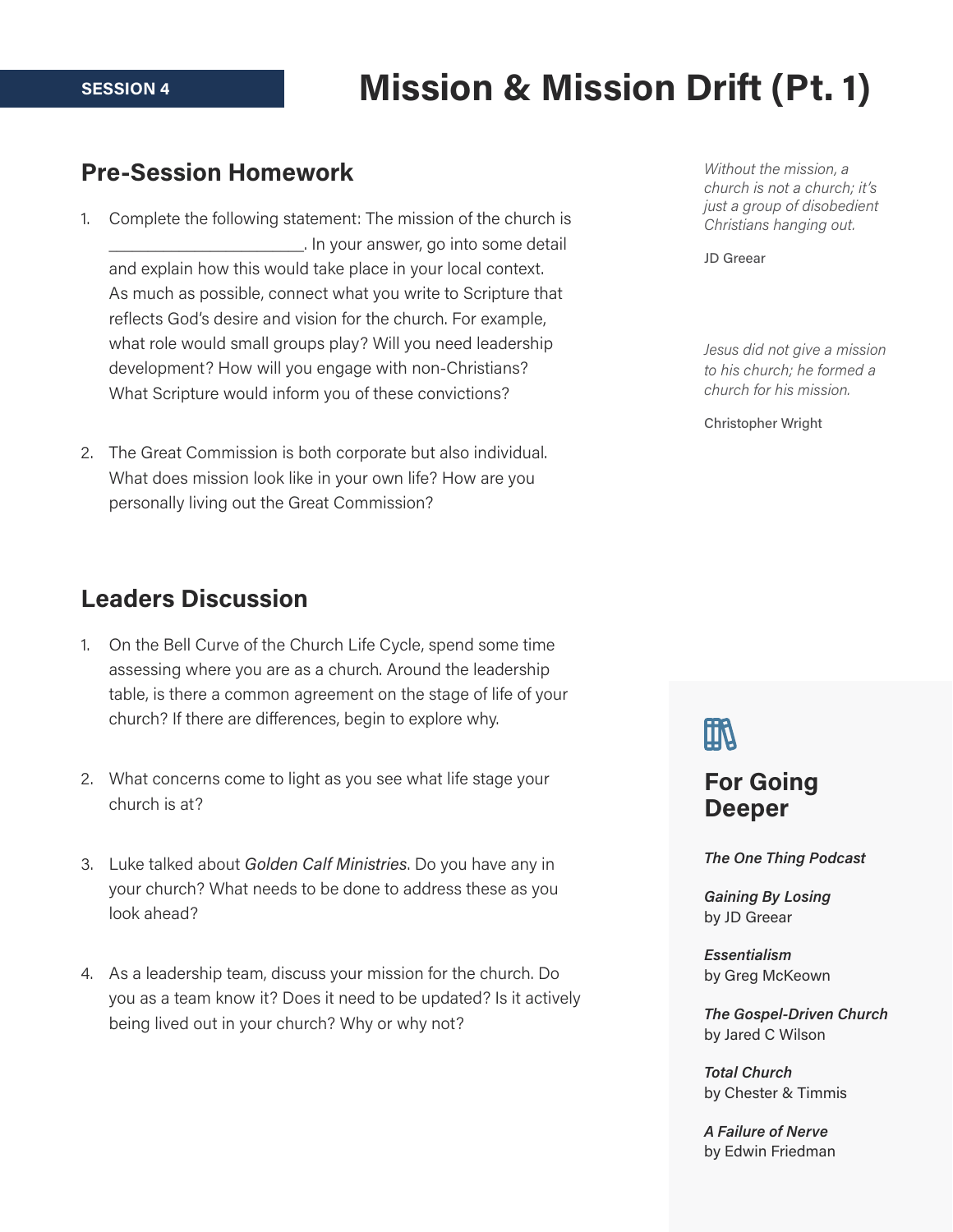SESSION 4

# Mission & Mission Drift (Pt. 1)

## Pre-Session Homework

1. Complete the following statement: The mission of the church is ______________________. In your answer, go into some detail and explain how this would take place in your local context. As much as possible, connect what you write to Scripture that reflects God's desire and vision for the church. For example, what role would small groups play? Will you need leadership development? How will you engage with non-Christians? What Scripture would inform you of these convictions?

2. The Great Commission is both corporate but also individual. What does mission look like in your own life? How are you personally living out the Great Commission?

*Without the mission, a church is not a church; it's just a group of disobedient Christians hanging out.*

JD Greear

*Jesus did not give a mission to his church; he formed a church for his mission.*

Christopher Wright

## Leaders Discussion

1. On the Bell Curve of the Church Life Cycle, spend some time assessing where you are as a church. Around the leadership table, is there a common agreement on the stage of life of your church? If there are differences, begin to explore why.

2. What concerns come to light as you see what life stage your church is at?

3. Luke talked about *Golden Calf Ministries*. Do you have any in your church? What needs to be done to address these as you look ahead?

4. As a leadership team, discuss your mission for the church. Do you as a team know it? Does it need to be updated? Is it actively being lived out in your church? Why or why not?

### For Going Deeper

***The One Thing Podcast***

***Gaining By Losing***
by JD Greear

***Essentialism***
by Greg McKeown

***The Gospel-Driven Church***
by Jared C Wilson

***Total Church***
by Chester & Timmis

***A Failure of Nerve***
by Edwin Friedman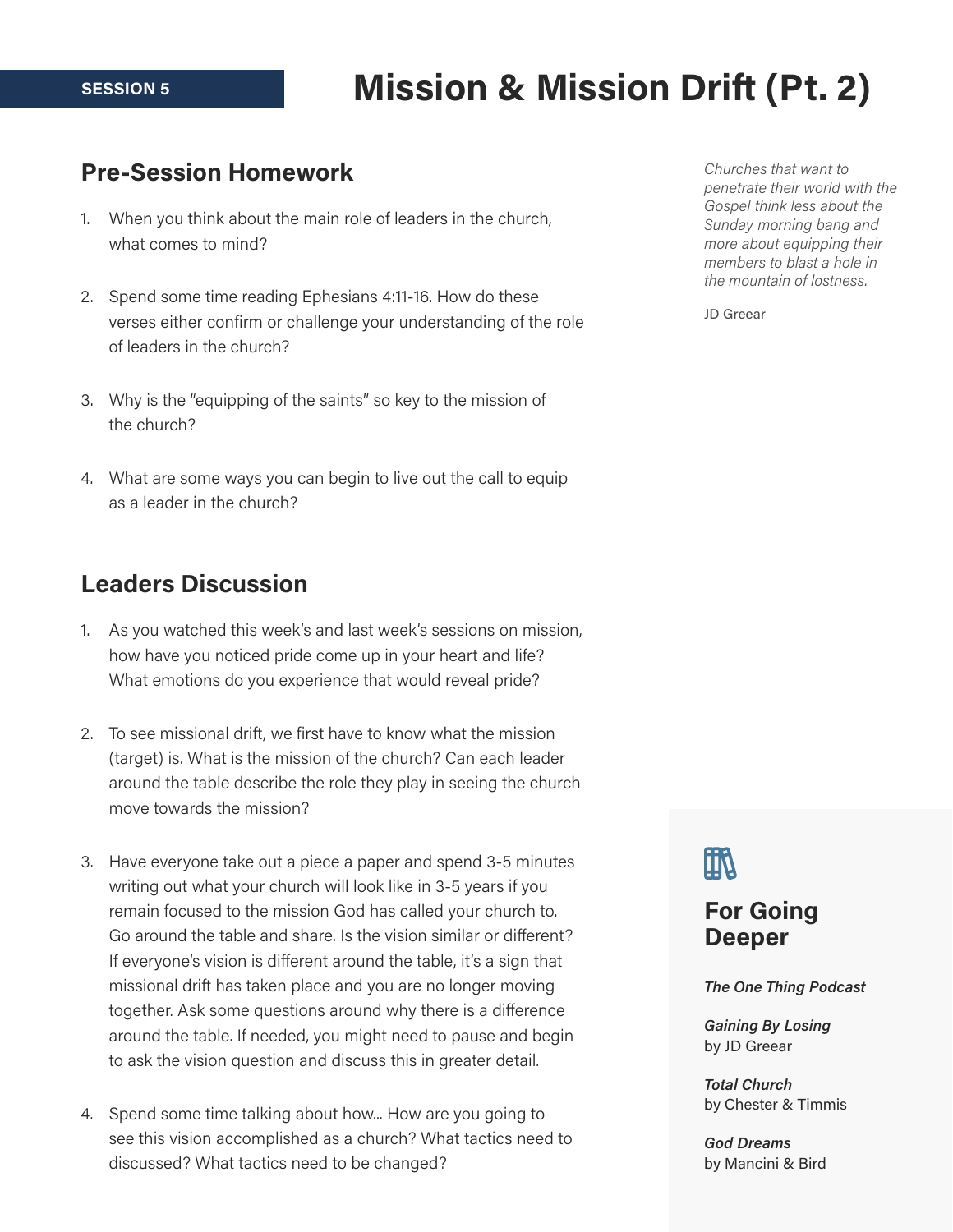SESSION 5

# Mission & Mission Drift (Pt. 2)

## Pre-Session Homework

1. When you think about the main role of leaders in the church, what comes to mind?

2. Spend some time reading Ephesians 4:11-16. How do these verses either confirm or challenge your understanding of the role of leaders in the church?

3. Why is the "equipping of the saints" so key to the mission of the church?

4. What are some ways you can begin to live out the call to equip as a leader in the church?

*Churches that want to penetrate their world with the Gospel think less about the Sunday morning bang and more about equipping their members to blast a hole in the mountain of lostness.*

JD Greear

## Leaders Discussion

1. As you watched this week's and last week's sessions on mission, how have you noticed pride come up in your heart and life? What emotions do you experience that would reveal pride?

2. To see missional drift, we first have to know what the mission (target) is. What is the mission of the church? Can each leader around the table describe the role they play in seeing the church move towards the mission?

3. Have everyone take out a piece a paper and spend 3-5 minutes writing out what your church will look like in 3-5 years if you remain focused to the mission God has called your church to. Go around the table and share. Is the vision similar or different? If everyone's vision is different around the table, it's a sign that missional drift has taken place and you are no longer moving together. Ask some questions around why there is a difference around the table. If needed, you might need to pause and begin to ask the vision question and discuss this in greater detail.

4. Spend some time talking about how... How are you going to see this vision accomplished as a church? What tactics need to discussed? What tactics need to be changed?

### For Going Deeper

***The One Thing Podcast***

***Gaining By Losing***
by JD Greear

***Total Church***
by Chester & Timmis

***God Dreams***
by Mancini & Bird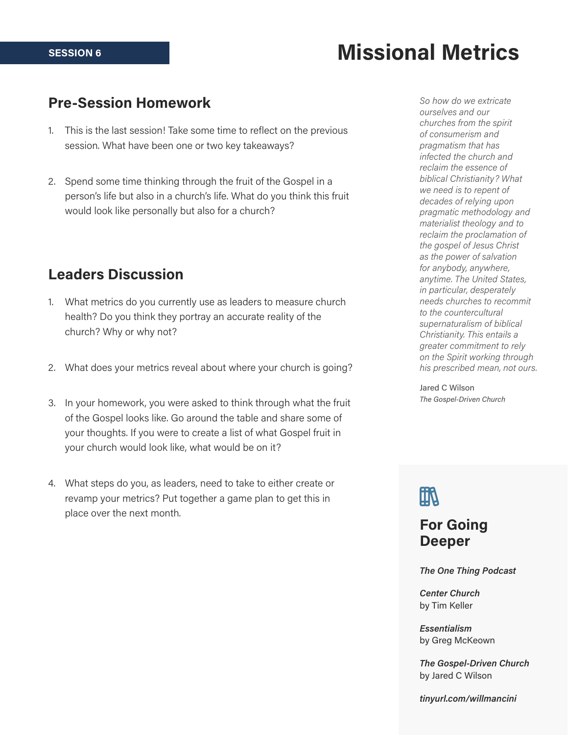SESSION 6

# Missional Metrics

## Pre-Session Homework

1. This is the last session! Take some time to reflect on the previous session. What have been one or two key takeaways?

2. Spend some time thinking through the fruit of the Gospel in a person's life but also in a church's life. What do you think this fruit would look like personally but also for a church?

## Leaders Discussion

1. What metrics do you currently use as leaders to measure church health? Do you think they portray an accurate reality of the church? Why or why not?

2. What does your metrics reveal about where your church is going?

3. In your homework, you were asked to think through what the fruit of the Gospel looks like. Go around the table and share some of your thoughts. If you were to create a list of what Gospel fruit in your church would look like, what would be on it?

4. What steps do you, as leaders, need to take to either create or revamp your metrics? Put together a game plan to get this in place over the next month.

*So how do we extricate ourselves and our churches from the spirit of consumerism and pragmatism that has infected the church and reclaim the essence of biblical Christianity? What we need is to repent of decades of relying upon pragmatic methodology and materialist theology and to reclaim the proclamation of the gospel of Jesus Christ as the power of salvation for anybody, anywhere, anytime. The United States, in particular, desperately needs churches to recommit to the countercultural supernaturalism of biblical Christianity. This entails a greater commitment to rely on the Spirit working through his prescribed mean, not ours.*

Jared C Wilson
*The Gospel-Driven Church*

## For Going Deeper

***The One Thing Podcast***

***Center Church***
by Tim Keller

***Essentialism***
by Greg McKeown

***The Gospel-Driven Church***
by Jared C Wilson

***tinyurl.com/willmancini***